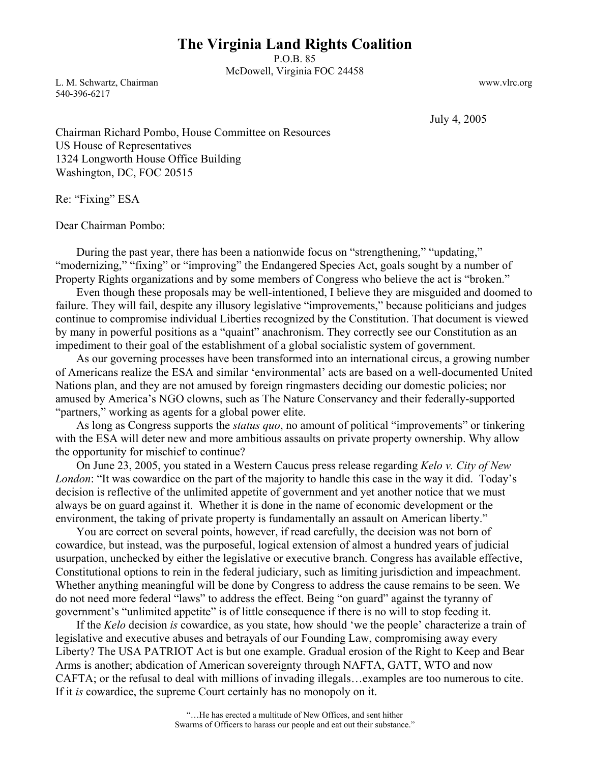# The Virginia Land Rights Coalition

P.O.B. 85
McDowell, Virginia FOC 24458

L. M. Schwartz, Chairman
540-396-6217

www.vlrc.org

July 4, 2005

Chairman Richard Pombo, House Committee on Resources
US House of Representatives
1324 Longworth House Office Building
Washington, DC, FOC 20515

Re: "Fixing" ESA

Dear Chairman Pombo:

During the past year, there has been a nationwide focus on "strengthening," "updating," "modernizing," "fixing" or "improving" the Endangered Species Act, goals sought by a number of Property Rights organizations and by some members of Congress who believe the act is "broken."

Even though these proposals may be well-intentioned, I believe they are misguided and doomed to failure. They will fail, despite any illusory legislative "improvements," because politicians and judges continue to compromise individual Liberties recognized by the Constitution. That document is viewed by many in powerful positions as a "quaint" anachronism. They correctly see our Constitution as an impediment to their goal of the establishment of a global socialistic system of government.

As our governing processes have been transformed into an international circus, a growing number of Americans realize the ESA and similar 'environmental' acts are based on a well-documented United Nations plan, and they are not amused by foreign ringmasters deciding our domestic policies; nor amused by America's NGO clowns, such as The Nature Conservancy and their federally-supported "partners," working as agents for a global power elite.

As long as Congress supports the *status quo*, no amount of political "improvements" or tinkering with the ESA will deter new and more ambitious assaults on private property ownership. Why allow the opportunity for mischief to continue?

On June 23, 2005, you stated in a Western Caucus press release regarding *Kelo v. City of New London*: "It was cowardice on the part of the majority to handle this case in the way it did. Today's decision is reflective of the unlimited appetite of government and yet another notice that we must always be on guard against it. Whether it is done in the name of economic development or the environment, the taking of private property is fundamentally an assault on American liberty."

You are correct on several points, however, if read carefully, the decision was not born of cowardice, but instead, was the purposeful, logical extension of almost a hundred years of judicial usurpation, unchecked by either the legislative or executive branch. Congress has available effective, Constitutional options to rein in the federal judiciary, such as limiting jurisdiction and impeachment. Whether anything meaningful will be done by Congress to address the cause remains to be seen. We do not need more federal "laws" to address the effect. Being "on guard" against the tyranny of government's "unlimited appetite" is of little consequence if there is no will to stop feeding it.

If the *Kelo* decision *is* cowardice, as you state, how should 'we the people' characterize a train of legislative and executive abuses and betrayals of our Founding Law, compromising away every Liberty? The USA PATRIOT Act is but one example. Gradual erosion of the Right to Keep and Bear Arms is another; abdication of American sovereignty through NAFTA, GATT, WTO and now CAFTA; or the refusal to deal with millions of invading illegals…examples are too numerous to cite. If it *is* cowardice, the supreme Court certainly has no monopoly on it.

"…He has erected a multitude of New Offices, and sent hither
Swarms of Officers to harass our people and eat out their substance."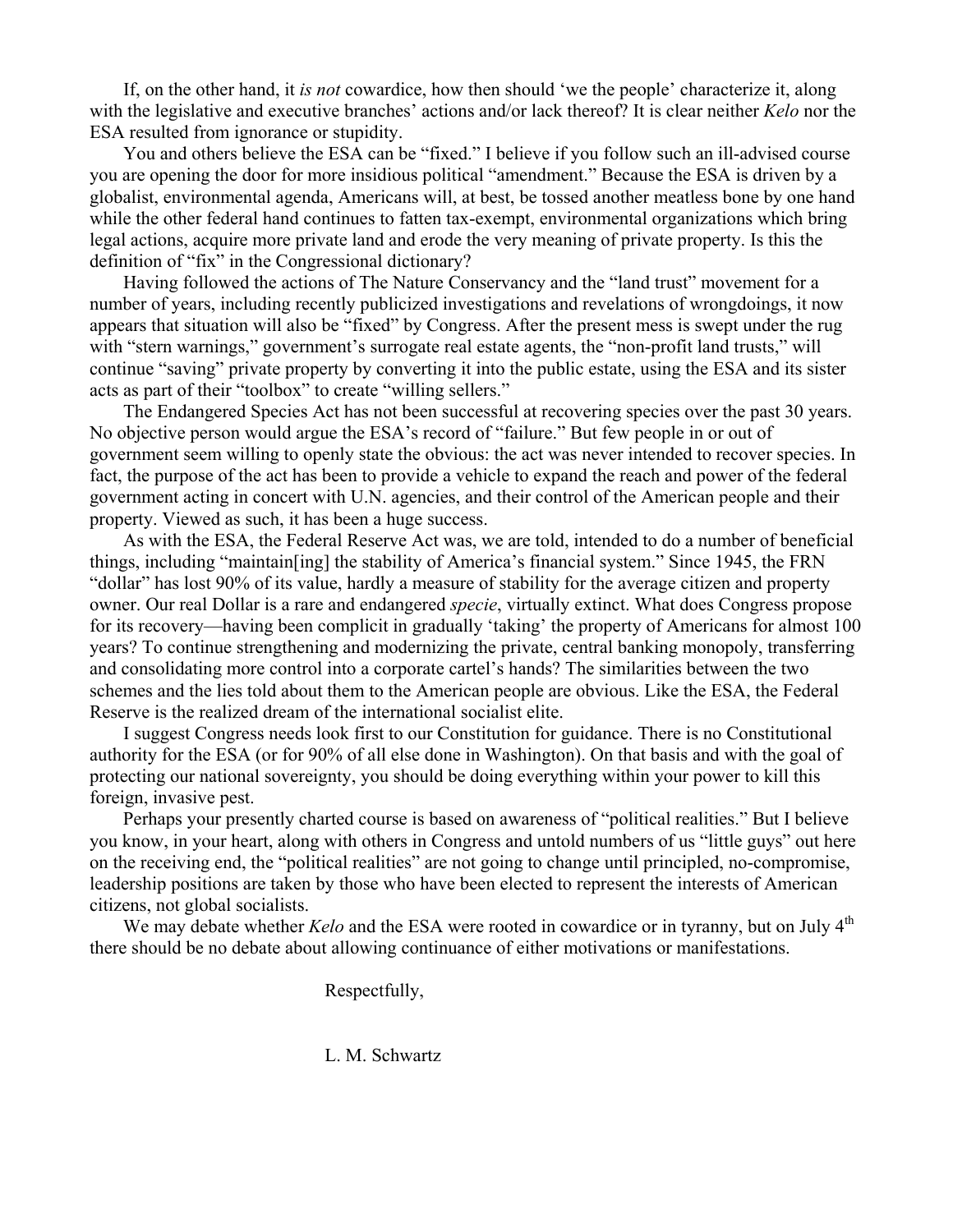If, on the other hand, it *is not* cowardice, how then should 'we the people' characterize it, along with the legislative and executive branches' actions and/or lack thereof? It is clear neither *Kelo* nor the ESA resulted from ignorance or stupidity.

You and others believe the ESA can be "fixed." I believe if you follow such an ill-advised course you are opening the door for more insidious political "amendment." Because the ESA is driven by a globalist, environmental agenda, Americans will, at best, be tossed another meatless bone by one hand while the other federal hand continues to fatten tax-exempt, environmental organizations which bring legal actions, acquire more private land and erode the very meaning of private property. Is this the definition of "fix" in the Congressional dictionary?

Having followed the actions of The Nature Conservancy and the "land trust" movement for a number of years, including recently publicized investigations and revelations of wrongdoings, it now appears that situation will also be "fixed" by Congress. After the present mess is swept under the rug with "stern warnings," government's surrogate real estate agents, the "non-profit land trusts," will continue "saving" private property by converting it into the public estate, using the ESA and its sister acts as part of their "toolbox" to create "willing sellers."

The Endangered Species Act has not been successful at recovering species over the past 30 years. No objective person would argue the ESA's record of "failure." But few people in or out of government seem willing to openly state the obvious: the act was never intended to recover species. In fact, the purpose of the act has been to provide a vehicle to expand the reach and power of the federal government acting in concert with U.N. agencies, and their control of the American people and their property. Viewed as such, it has been a huge success.

As with the ESA, the Federal Reserve Act was, we are told, intended to do a number of beneficial things, including "maintain[ing] the stability of America's financial system." Since 1945, the FRN "dollar" has lost 90% of its value, hardly a measure of stability for the average citizen and property owner. Our real Dollar is a rare and endangered *specie*, virtually extinct. What does Congress propose for its recovery—having been complicit in gradually 'taking' the property of Americans for almost 100 years? To continue strengthening and modernizing the private, central banking monopoly, transferring and consolidating more control into a corporate cartel's hands? The similarities between the two schemes and the lies told about them to the American people are obvious. Like the ESA, the Federal Reserve is the realized dream of the international socialist elite.

I suggest Congress needs look first to our Constitution for guidance. There is no Constitutional authority for the ESA (or for 90% of all else done in Washington). On that basis and with the goal of protecting our national sovereignty, you should be doing everything within your power to kill this foreign, invasive pest.

Perhaps your presently charted course is based on awareness of "political realities." But I believe you know, in your heart, along with others in Congress and untold numbers of us "little guys" out here on the receiving end, the "political realities" are not going to change until principled, no-compromise, leadership positions are taken by those who have been elected to represent the interests of American citizens, not global socialists.

We may debate whether *Kelo* and the ESA were rooted in cowardice or in tyranny, but on July 4th there should be no debate about allowing continuance of either motivations or manifestations.

Respectfully,

L. M. Schwartz